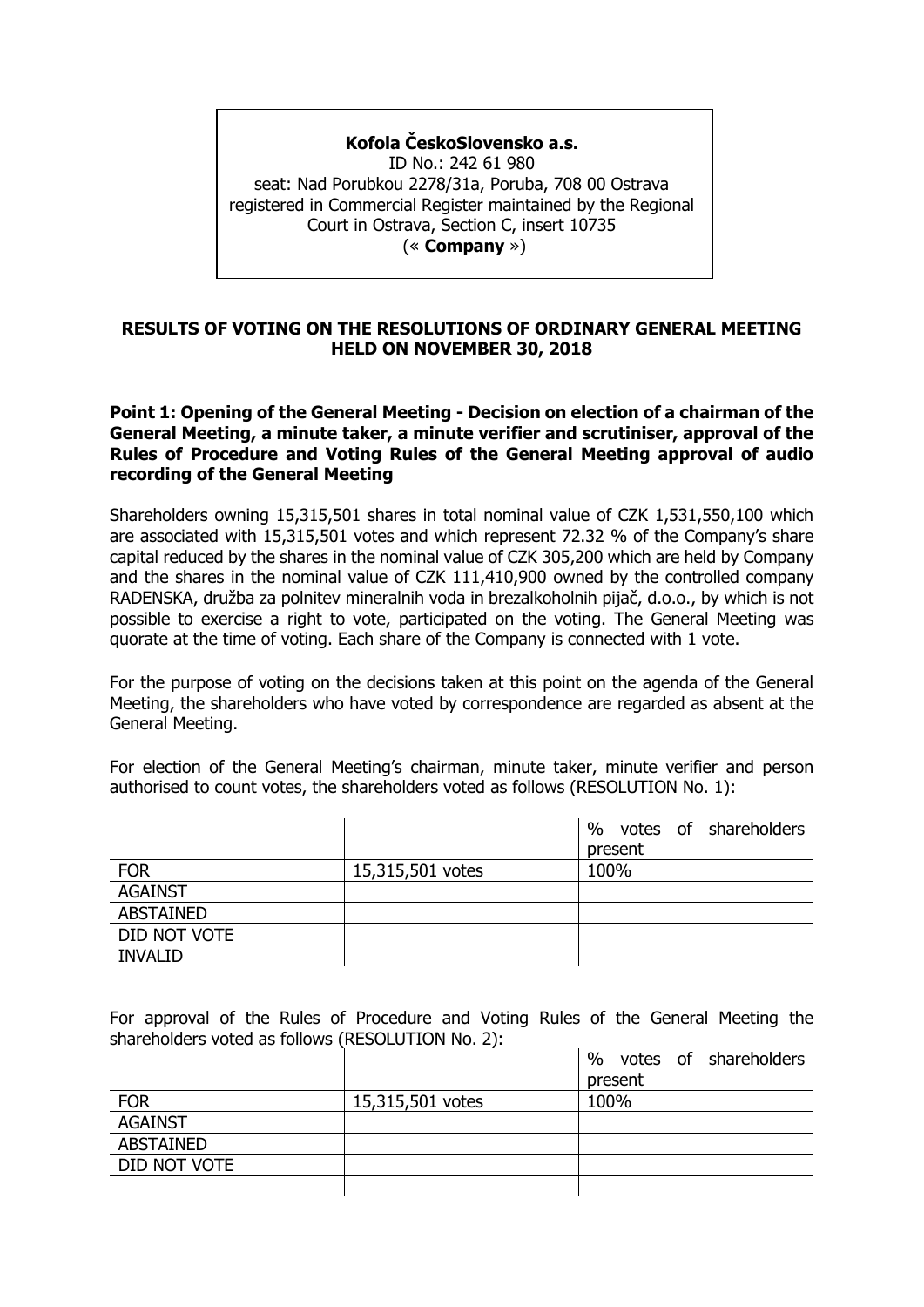**Kofola ČeskoSlovensko a.s.**
ID No.: 242 61 980
seat: Nad Porubkou 2278/31a, Poruba, 708 00 Ostrava
registered in Commercial Register maintained by the Regional Court in Ostrava, Section C, insert 10735
(« **Company** »)

## RESULTS OF VOTING ON THE RESOLUTIONS OF ORDINARY GENERAL MEETING HELD ON NOVEMBER 30, 2018

### Point 1: Opening of the General Meeting - Decision on election of a chairman of the General Meeting, a minute taker, a minute verifier and scrutiniser, approval of the Rules of Procedure and Voting Rules of the General Meeting approval of audio recording of the General Meeting

Shareholders owning 15,315,501 shares in total nominal value of CZK 1,531,550,100 which are associated with 15,315,501 votes and which represent 72.32 % of the Company's share capital reduced by the shares in the nominal value of CZK 305,200 which are held by Company and the shares in the nominal value of CZK 111,410,900 owned by the controlled company RADENSKA, družba za polnitev mineralnih voda in brezalkoholnih pijač, d.o.o., by which is not possible to exercise a right to vote, participated on the voting. The General Meeting was quorate at the time of voting. Each share of the Company is connected with 1 vote.

For the purpose of voting on the decisions taken at this point on the agenda of the General Meeting, the shareholders who have voted by correspondence are regarded as absent at the General Meeting.

For election of the General Meeting's chairman, minute taker, minute verifier and person authorised to count votes, the shareholders voted as follows (RESOLUTION No. 1):

| | | % votes of shareholders present |
|---|---|---|
| FOR | 15,315,501 votes | 100% |
| AGAINST | | |
| ABSTAINED | | |
| DID NOT VOTE | | |
| INVALID | | |

For approval of the Rules of Procedure and Voting Rules of the General Meeting the shareholders voted as follows (RESOLUTION No. 2):

| | | % votes of shareholders present |
|---|---|---|
| FOR | 15,315,501 votes | 100% |
| AGAINST | | |
| ABSTAINED | | |
| DID NOT VOTE | | |
| | | |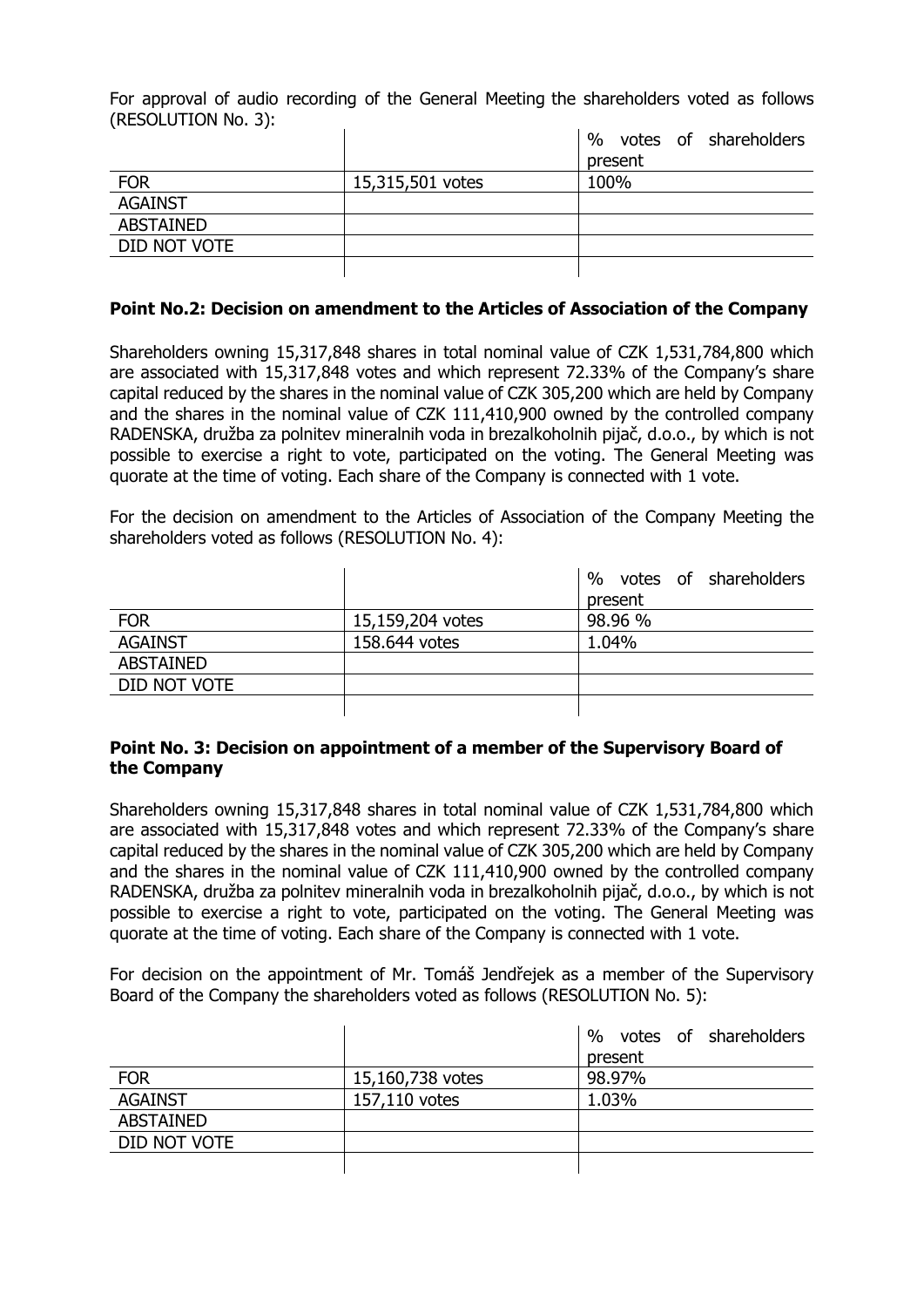For approval of audio recording of the General Meeting the shareholders voted as follows (RESOLUTION No. 3):

| | | % votes of shareholders present |
|---|---|---|
| FOR | 15,315,501 votes | 100% |
| AGAINST | | |
| ABSTAINED | | |
| DID NOT VOTE | | |
| | | |

**Point No.2: Decision on amendment to the Articles of Association of the Company**

Shareholders owning 15,317,848 shares in total nominal value of CZK 1,531,784,800 which are associated with 15,317,848 votes and which represent 72.33% of the Company's share capital reduced by the shares in the nominal value of CZK 305,200 which are held by Company and the shares in the nominal value of CZK 111,410,900 owned by the controlled company RADENSKA, družba za polnitev mineralnih voda in brezalkoholnih pijač, d.o.o., by which is not possible to exercise a right to vote, participated on the voting. The General Meeting was quorate at the time of voting. Each share of the Company is connected with 1 vote.

For the decision on amendment to the Articles of Association of the Company Meeting the shareholders voted as follows (RESOLUTION No. 4):

| | | % votes of shareholders present |
|---|---|---|
| FOR | 15,159,204 votes | 98.96 % |
| AGAINST | 158.644 votes | 1.04% |
| ABSTAINED | | |
| DID NOT VOTE | | |
| | | |

**Point No. 3: Decision on appointment of a member of the Supervisory Board of the Company**

Shareholders owning 15,317,848 shares in total nominal value of CZK 1,531,784,800 which are associated with 15,317,848 votes and which represent 72.33% of the Company's share capital reduced by the shares in the nominal value of CZK 305,200 which are held by Company and the shares in the nominal value of CZK 111,410,900 owned by the controlled company RADENSKA, družba za polnitev mineralnih voda in brezalkoholnih pijač, d.o.o., by which is not possible to exercise a right to vote, participated on the voting. The General Meeting was quorate at the time of voting. Each share of the Company is connected with 1 vote.

For decision on the appointment of Mr. Tomáš Jendřejek as a member of the Supervisory Board of the Company the shareholders voted as follows (RESOLUTION No. 5):

| | | % votes of shareholders present |
|---|---|---|
| FOR | 15,160,738 votes | 98.97% |
| AGAINST | 157,110 votes | 1.03% |
| ABSTAINED | | |
| DID NOT VOTE | | |
| | | |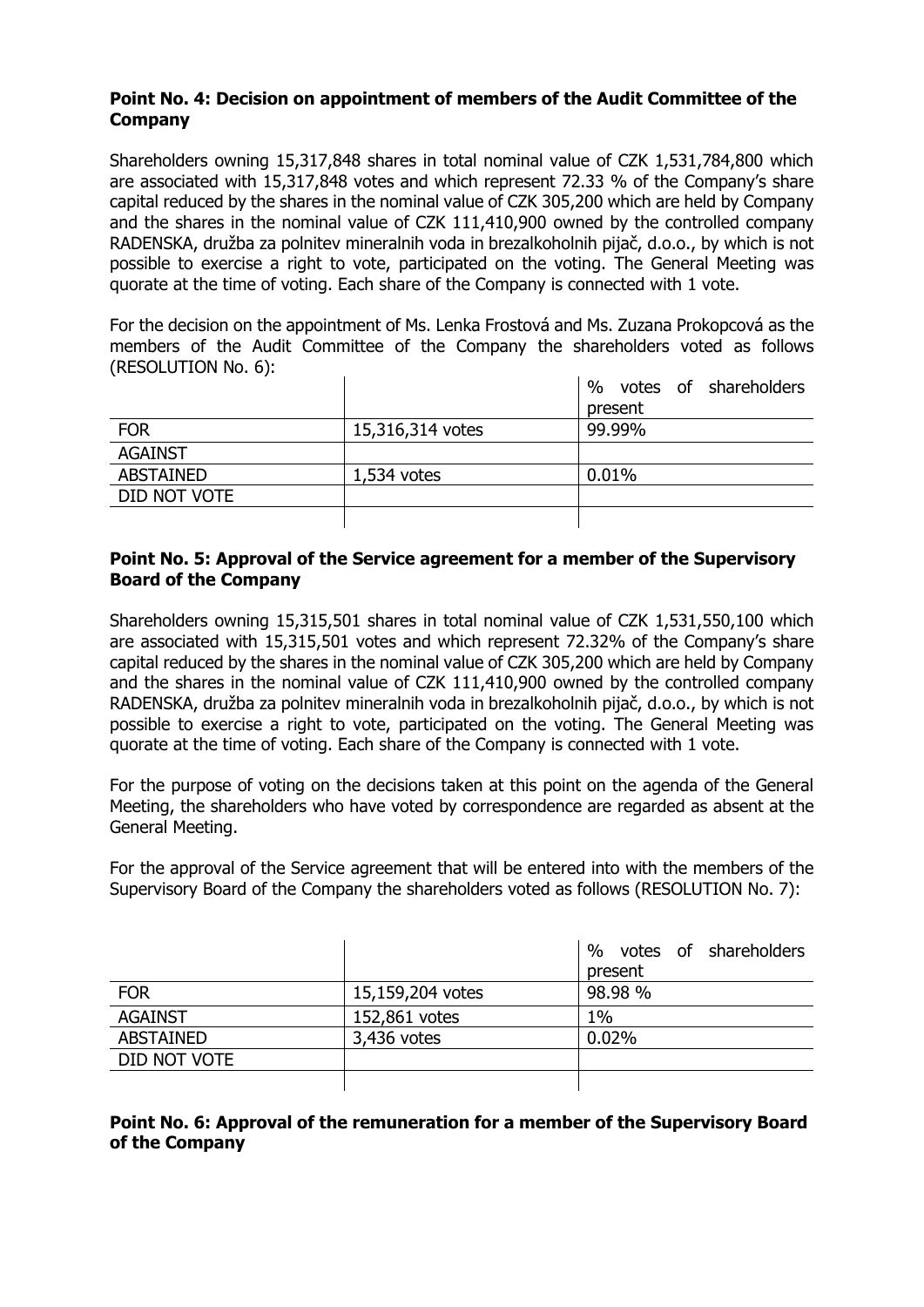**Point No. 4: Decision on appointment of members of the Audit Committee of the Company**

Shareholders owning 15,317,848 shares in total nominal value of CZK 1,531,784,800 which are associated with 15,317,848 votes and which represent 72.33 % of the Company's share capital reduced by the shares in the nominal value of CZK 305,200 which are held by Company and the shares in the nominal value of CZK 111,410,900 owned by the controlled company RADENSKA, družba za polnitev mineralnih voda in brezalkoholnih pijač, d.o.o., by which is not possible to exercise a right to vote, participated on the voting. The General Meeting was quorate at the time of voting. Each share of the Company is connected with 1 vote.

For the decision on the appointment of Ms. Lenka Frostová and Ms. Zuzana Prokopcová as the members of the Audit Committee of the Company the shareholders voted as follows (RESOLUTION No. 6):

| | | % votes of shareholders present |
|---|---|---|
| FOR | 15,316,314 votes | 99.99% |
| AGAINST | | |
| ABSTAINED | 1,534 votes | 0.01% |
| DID NOT VOTE | | |
| | | |

**Point No. 5: Approval of the Service agreement for a member of the Supervisory Board of the Company**

Shareholders owning 15,315,501 shares in total nominal value of CZK 1,531,550,100 which are associated with 15,315,501 votes and which represent 72.32% of the Company's share capital reduced by the shares in the nominal value of CZK 305,200 which are held by Company and the shares in the nominal value of CZK 111,410,900 owned by the controlled company RADENSKA, družba za polnitev mineralnih voda in brezalkoholnih pijač, d.o.o., by which is not possible to exercise a right to vote, participated on the voting. The General Meeting was quorate at the time of voting. Each share of the Company is connected with 1 vote.

For the purpose of voting on the decisions taken at this point on the agenda of the General Meeting, the shareholders who have voted by correspondence are regarded as absent at the General Meeting.

For the approval of the Service agreement that will be entered into with the members of the Supervisory Board of the Company the shareholders voted as follows (RESOLUTION No. 7):

| | | % votes of shareholders present |
|---|---|---|
| FOR | 15,159,204 votes | 98.98 % |
| AGAINST | 152,861 votes | 1% |
| ABSTAINED | 3,436 votes | 0.02% |
| DID NOT VOTE | | |
| | | |

**Point No. 6: Approval of the remuneration for a member of the Supervisory Board of the Company**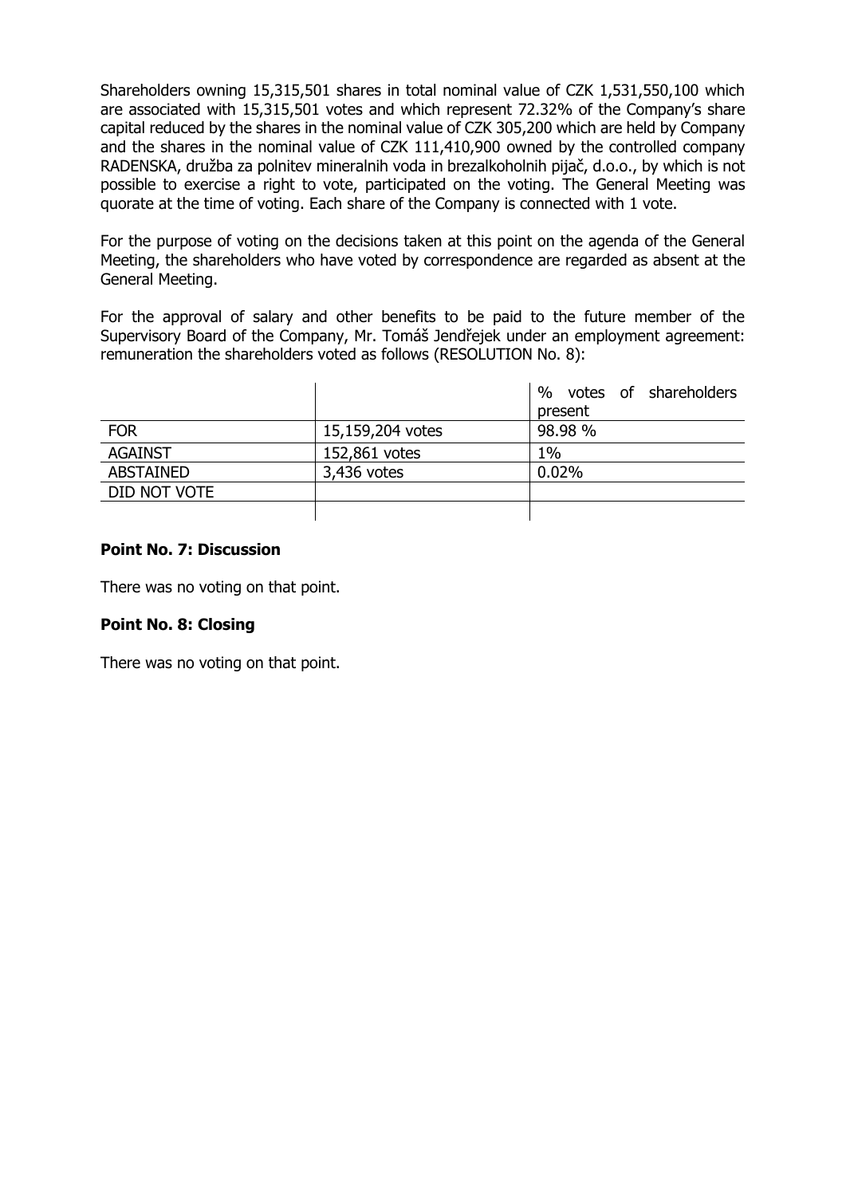Shareholders owning 15,315,501 shares in total nominal value of CZK 1,531,550,100 which are associated with 15,315,501 votes and which represent 72.32% of the Company's share capital reduced by the shares in the nominal value of CZK 305,200 which are held by Company and the shares in the nominal value of CZK 111,410,900 owned by the controlled company RADENSKA, družba za polnitev mineralnih voda in brezalkoholnih pijač, d.o.o., by which is not possible to exercise a right to vote, participated on the voting. The General Meeting was quorate at the time of voting. Each share of the Company is connected with 1 vote.

For the purpose of voting on the decisions taken at this point on the agenda of the General Meeting, the shareholders who have voted by correspondence are regarded as absent at the General Meeting.

For the approval of salary and other benefits to be paid to the future member of the Supervisory Board of the Company, Mr. Tomáš Jendřejek under an employment agreement: remuneration the shareholders voted as follows (RESOLUTION No. 8):

| | | % votes of shareholders present |
|---|---|---|
| FOR | 15,159,204 votes | 98.98 % |
| AGAINST | 152,861 votes | 1% |
| ABSTAINED | 3,436 votes | 0.02% |
| DID NOT VOTE | | |
| | | |

**Point No. 7: Discussion**

There was no voting on that point.

**Point No. 8: Closing**

There was no voting on that point.